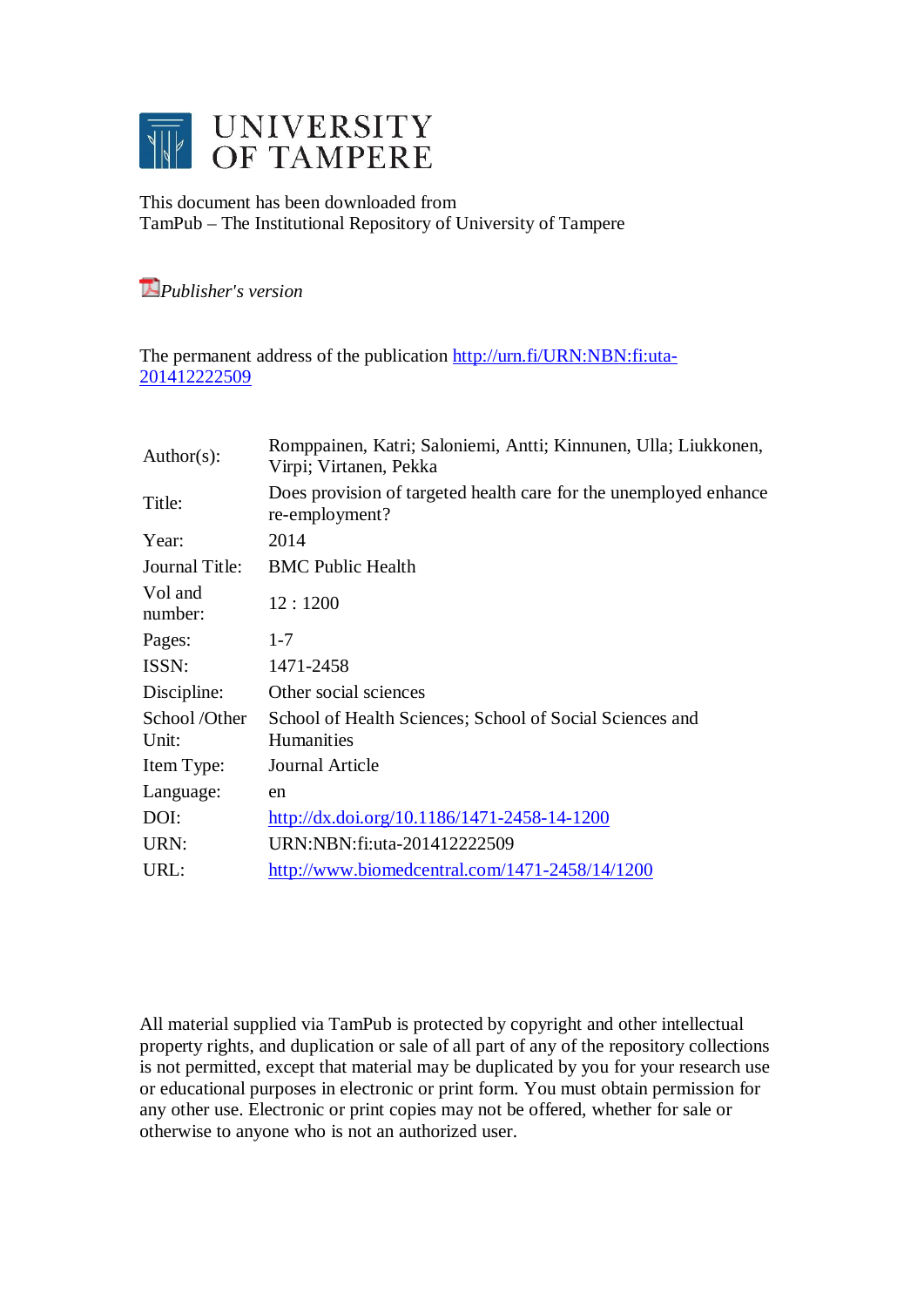# UNIVERSITY OF TAMPERE

This document has been downloaded from
TamPub – The Institutional Repository of University of Tampere

*Publisher's version*

The permanent address of the publication http://urn.fi/URN:NBN:fi:uta-201412222509

| | |
|---|---|
| Author(s): | Romppainen, Katri; Saloniemi, Antti; Kinnunen, Ulla; Liukkonen, Virpi; Virtanen, Pekka |
| Title: | Does provision of targeted health care for the unemployed enhance re-employment? |
| Year: | 2014 |
| Journal Title: | BMC Public Health |
| Vol and number: | 12 : 1200 |
| Pages: | 1-7 |
| ISSN: | 1471-2458 |
| Discipline: | Other social sciences |
| School /Other Unit: | School of Health Sciences; School of Social Sciences and Humanities |
| Item Type: | Journal Article |
| Language: | en |
| DOI: | http://dx.doi.org/10.1186/1471-2458-14-1200 |
| URN: | URN:NBN:fi:uta-201412222509 |
| URL: | http://www.biomedcentral.com/1471-2458/14/1200 |

All material supplied via TamPub is protected by copyright and other intellectual property rights, and duplication or sale of all part of any of the repository collections is not permitted, except that material may be duplicated by you for your research use or educational purposes in electronic or print form. You must obtain permission for any other use. Electronic or print copies may not be offered, whether for sale or otherwise to anyone who is not an authorized user.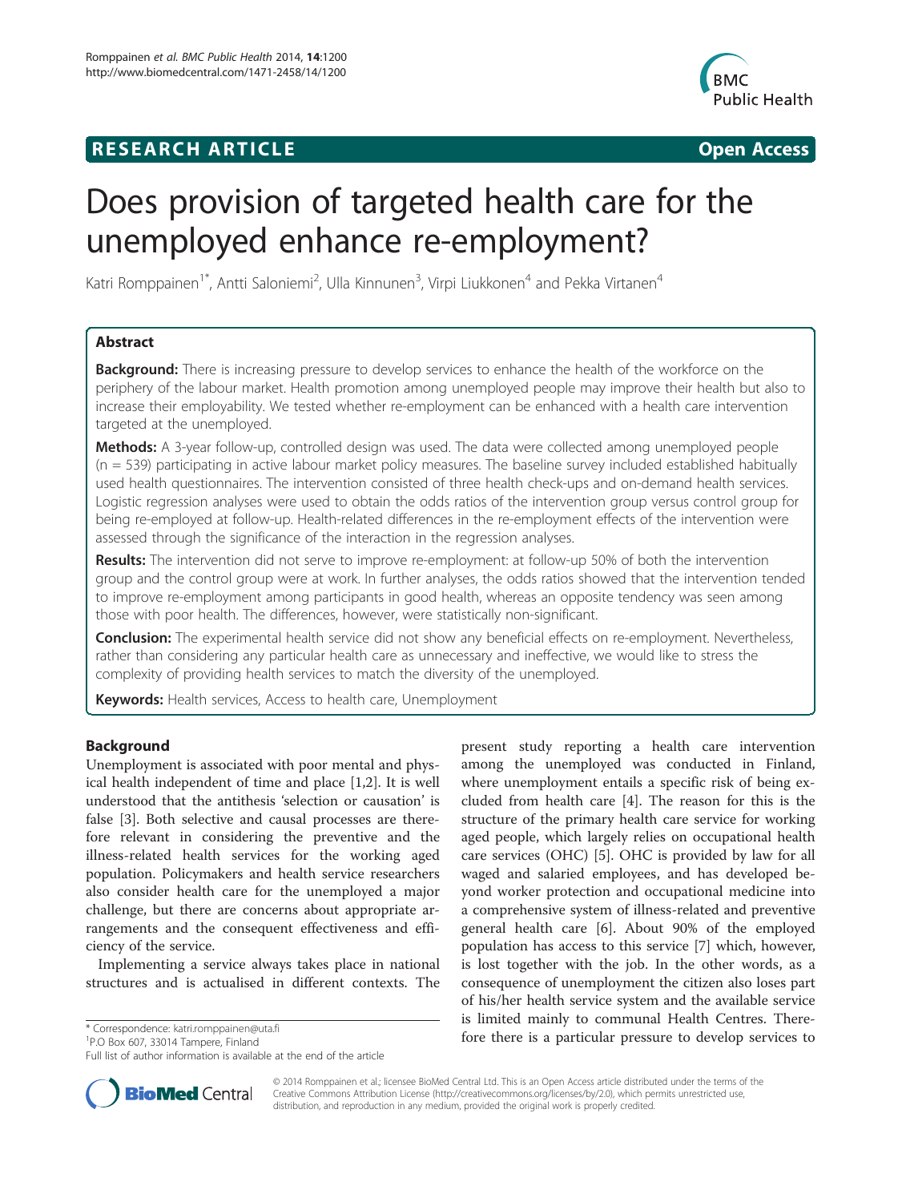# Does provision of targeted health care for the unemployed enhance re-employment?

Katri Romppainen[1*], Antti Saloniemi[2], Ulla Kinnunen[3], Virpi Liukkonen[4] and Pekka Virtanen[4]

## Abstract

**Background:** There is increasing pressure to develop services to enhance the health of the workforce on the periphery of the labour market. Health promotion among unemployed people may improve their health but also to increase their employability. We tested whether re-employment can be enhanced with a health care intervention targeted at the unemployed.

**Methods:** A 3-year follow-up, controlled design was used. The data were collected among unemployed people (n = 539) participating in active labour market policy measures. The baseline survey included established habitually used health questionnaires. The intervention consisted of three health check-ups and on-demand health services. Logistic regression analyses were used to obtain the odds ratios of the intervention group versus control group for being re-employed at follow-up. Health-related differences in the re-employment effects of the intervention were assessed through the significance of the interaction in the regression analyses.

**Results:** The intervention did not serve to improve re-employment: at follow-up 50% of both the intervention group and the control group were at work. In further analyses, the odds ratios showed that the intervention tended to improve re-employment among participants in good health, whereas an opposite tendency was seen among those with poor health. The differences, however, were statistically non-significant.

**Conclusion:** The experimental health service did not show any beneficial effects on re-employment. Nevertheless, rather than considering any particular health care as unnecessary and ineffective, we would like to stress the complexity of providing health services to match the diversity of the unemployed.

**Keywords:** Health services, Access to health care, Unemployment

## Background

Unemployment is associated with poor mental and physical health independent of time and place [1,2]. It is well understood that the antithesis 'selection or causation' is false [3]. Both selective and causal processes are therefore relevant in considering the preventive and the illness-related health services for the working aged population. Policymakers and health service researchers also consider health care for the unemployed a major challenge, but there are concerns about appropriate arrangements and the consequent effectiveness and efficiency of the service.

Implementing a service always takes place in national structures and is actualised in different contexts. The present study reporting a health care intervention among the unemployed was conducted in Finland, where unemployment entails a specific risk of being excluded from health care [4]. The reason for this is the structure of the primary health care service for working aged people, which largely relies on occupational health care services (OHC) [5]. OHC is provided by law for all waged and salaried employees, and has developed beyond worker protection and occupational medicine into a comprehensive system of illness-related and preventive general health care [6]. About 90% of the employed population has access to this service [7] which, however, is lost together with the job. In the other words, as a consequence of unemployment the citizen also loses part of his/her health service system and the available service is limited mainly to communal Health Centres. Therefore there is a particular pressure to develop services to

* Correspondence: katri.romppainen@uta.fi
[1]P.O Box 607, 33014 Tampere, Finland
Full list of author information is available at the end of the article

© 2014 Romppainen et al.; licensee BioMed Central Ltd. This is an Open Access article distributed under the terms of the Creative Commons Attribution License (http://creativecommons.org/licenses/by/2.0), which permits unrestricted use, distribution, and reproduction in any medium, provided the original work is properly credited.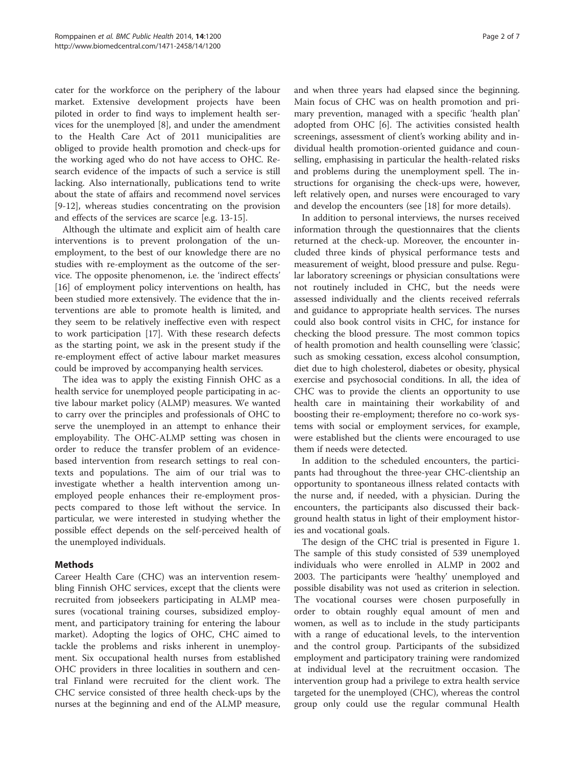cater for the workforce on the periphery of the labour market. Extensive development projects have been piloted in order to find ways to implement health services for the unemployed [8], and under the amendment to the Health Care Act of 2011 municipalities are obliged to provide health promotion and check-ups for the working aged who do not have access to OHC. Research evidence of the impacts of such a service is still lacking. Also internationally, publications tend to write about the state of affairs and recommend novel services [9-12], whereas studies concentrating on the provision and effects of the services are scarce [e.g. 13-15].

Although the ultimate and explicit aim of health care interventions is to prevent prolongation of the unemployment, to the best of our knowledge there are no studies with re-employment as the outcome of the service. The opposite phenomenon, i.e. the 'indirect effects' [16] of employment policy interventions on health, has been studied more extensively. The evidence that the interventions are able to promote health is limited, and they seem to be relatively ineffective even with respect to work participation [17]. With these research defects as the starting point, we ask in the present study if the re-employment effect of active labour market measures could be improved by accompanying health services.

The idea was to apply the existing Finnish OHC as a health service for unemployed people participating in active labour market policy (ALMP) measures. We wanted to carry over the principles and professionals of OHC to serve the unemployed in an attempt to enhance their employability. The OHC-ALMP setting was chosen in order to reduce the transfer problem of an evidence-based intervention from research settings to real contexts and populations. The aim of our trial was to investigate whether a health intervention among unemployed people enhances their re-employment prospects compared to those left without the service. In particular, we were interested in studying whether the possible effect depends on the self-perceived health of the unemployed individuals.

## Methods

Career Health Care (CHC) was an intervention resembling Finnish OHC services, except that the clients were recruited from jobseekers participating in ALMP measures (vocational training courses, subsidized employment, and participatory training for entering the labour market). Adopting the logics of OHC, CHC aimed to tackle the problems and risks inherent in unemployment. Six occupational health nurses from established OHC providers in three localities in southern and central Finland were recruited for the client work. The CHC service consisted of three health check-ups by the nurses at the beginning and end of the ALMP measure, and when three years had elapsed since the beginning. Main focus of CHC was on health promotion and primary prevention, managed with a specific 'health plan' adopted from OHC [6]. The activities consisted health screenings, assessment of client's working ability and individual health promotion-oriented guidance and counselling, emphasising in particular the health-related risks and problems during the unemployment spell. The instructions for organising the check-ups were, however, left relatively open, and nurses were encouraged to vary and develop the encounters (see [18] for more details).

In addition to personal interviews, the nurses received information through the questionnaires that the clients returned at the check-up. Moreover, the encounter included three kinds of physical performance tests and measurement of weight, blood pressure and pulse. Regular laboratory screenings or physician consultations were not routinely included in CHC, but the needs were assessed individually and the clients received referrals and guidance to appropriate health services. The nurses could also book control visits in CHC, for instance for checking the blood pressure. The most common topics of health promotion and health counselling were 'classic', such as smoking cessation, excess alcohol consumption, diet due to high cholesterol, diabetes or obesity, physical exercise and psychosocial conditions. In all, the idea of CHC was to provide the clients an opportunity to use health care in maintaining their workability of and boosting their re-employment; therefore no co-work systems with social or employment services, for example, were established but the clients were encouraged to use them if needs were detected.

In addition to the scheduled encounters, the participants had throughout the three-year CHC-clientship an opportunity to spontaneous illness related contacts with the nurse and, if needed, with a physician. During the encounters, the participants also discussed their background health status in light of their employment histories and vocational goals.

The design of the CHC trial is presented in Figure 1. The sample of this study consisted of 539 unemployed individuals who were enrolled in ALMP in 2002 and 2003. The participants were 'healthy' unemployed and possible disability was not used as criterion in selection. The vocational courses were chosen purposefully in order to obtain roughly equal amount of men and women, as well as to include in the study participants with a range of educational levels, to the intervention and the control group. Participants of the subsidized employment and participatory training were randomized at individual level at the recruitment occasion. The intervention group had a privilege to extra health service targeted for the unemployed (CHC), whereas the control group only could use the regular communal Health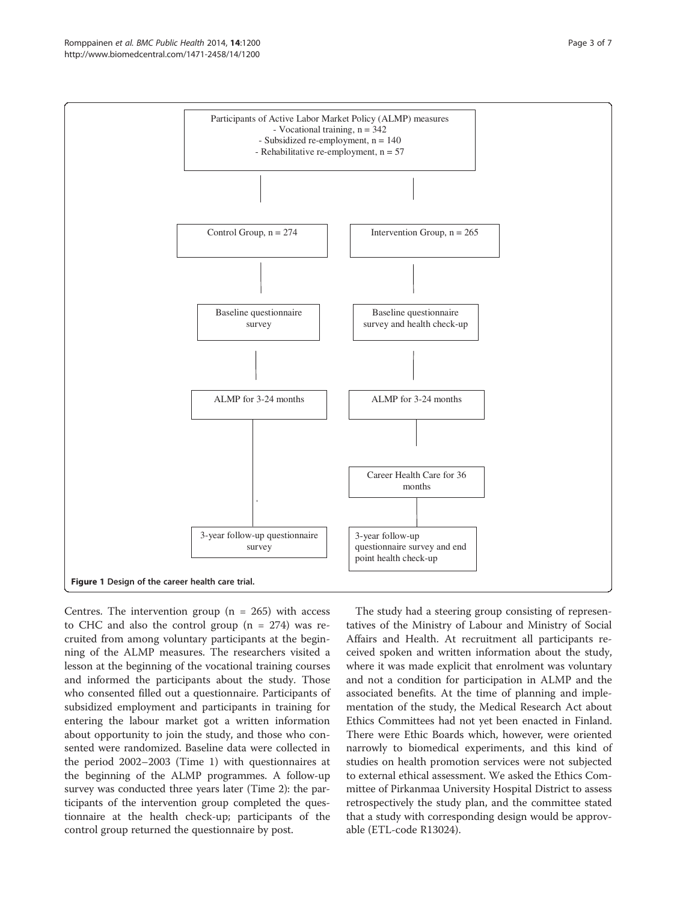Participants of Active Labor Market Policy (ALMP) measures
- Vocational training, n = 342
- Subsidized re-employment, n = 140
- Rehabilitative re-employment, n = 57

| Control Group, n = 274 | Intervention Group, n = 265 |
| --- | --- |
| Baseline questionnaire survey | Baseline questionnaire survey and health check-up |
| ALMP for 3-24 months | ALMP for 3-24 months |
| | Career Health Care for 36 months |
| 3-year follow-up questionnaire survey | 3-year follow-up questionnaire survey and end point health check-up |

**Figure 1 Design of the career health care trial.**

Centres. The intervention group (n = 265) with access to CHC and also the control group (n = 274) was recruited from among voluntary participants at the beginning of the ALMP measures. The researchers visited a lesson at the beginning of the vocational training courses and informed the participants about the study. Those who consented filled out a questionnaire. Participants of subsidized employment and participants in training for entering the labour market got a written information about opportunity to join the study, and those who consented were randomized. Baseline data were collected in the period 2002–2003 (Time 1) with questionnaires at the beginning of the ALMP programmes. A follow-up survey was conducted three years later (Time 2): the participants of the intervention group completed the questionnaire at the health check-up; participants of the control group returned the questionnaire by post.

The study had a steering group consisting of representatives of the Ministry of Labour and Ministry of Social Affairs and Health. At recruitment all participants received spoken and written information about the study, where it was made explicit that enrolment was voluntary and not a condition for participation in ALMP and the associated benefits. At the time of planning and implementation of the study, the Medical Research Act about Ethics Committees had not yet been enacted in Finland. There were Ethic Boards which, however, were oriented narrowly to biomedical experiments, and this kind of studies on health promotion services were not subjected to external ethical assessment. We asked the Ethics Committee of Pirkanmaa University Hospital District to assess retrospectively the study plan, and the committee stated that a study with corresponding design would be approvable (ETL-code R13024).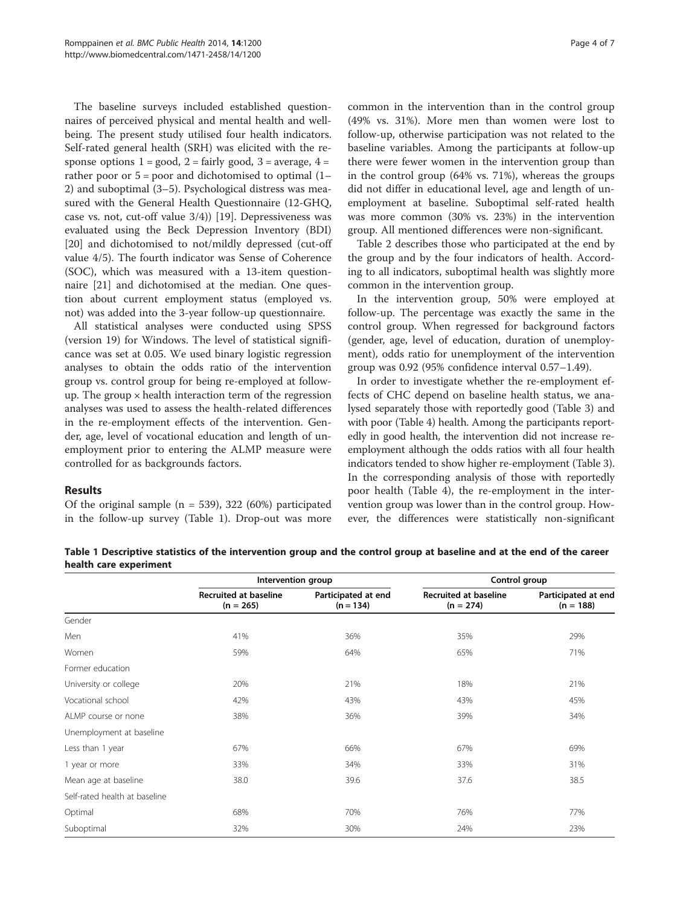The baseline surveys included established questionnaires of perceived physical and mental health and wellbeing. The present study utilised four health indicators. Self-rated general health (SRH) was elicited with the response options 1 = good, 2 = fairly good, 3 = average, 4 = rather poor or 5 = poor and dichotomised to optimal (1–2) and suboptimal (3–5). Psychological distress was measured with the General Health Questionnaire (12-GHQ, case vs. not, cut-off value 3/4)) [19]. Depressiveness was evaluated using the Beck Depression Inventory (BDI) [20] and dichotomised to not/mildly depressed (cut-off value 4/5). The fourth indicator was Sense of Coherence (SOC), which was measured with a 13-item questionnaire [21] and dichotomised at the median. One question about current employment status (employed vs. not) was added into the 3-year follow-up questionnaire.

All statistical analyses were conducted using SPSS (version 19) for Windows. The level of statistical significance was set at 0.05. We used binary logistic regression analyses to obtain the odds ratio of the intervention group vs. control group for being re-employed at follow-up. The group × health interaction term of the regression analyses was used to assess the health-related differences in the re-employment effects of the intervention. Gender, age, level of vocational education and length of unemployment prior to entering the ALMP measure were controlled for as backgrounds factors.

## Results

Of the original sample (n = 539), 322 (60%) participated in the follow-up survey (Table 1). Drop-out was more common in the intervention than in the control group (49% vs. 31%). More men than women were lost to follow-up, otherwise participation was not related to the baseline variables. Among the participants at follow-up there were fewer women in the intervention group than in the control group (64% vs. 71%), whereas the groups did not differ in educational level, age and length of unemployment at baseline. Suboptimal self-rated health was more common (30% vs. 23%) in the intervention group. All mentioned differences were non-significant.

Table 2 describes those who participated at the end by the group and by the four indicators of health. According to all indicators, suboptimal health was slightly more common in the intervention group.

In the intervention group, 50% were employed at follow-up. The percentage was exactly the same in the control group. When regressed for background factors (gender, age, level of education, duration of unemployment), odds ratio for unemployment of the intervention group was 0.92 (95% confidence interval 0.57–1.49).

In order to investigate whether the re-employment effects of CHC depend on baseline health status, we analysed separately those with reportedly good (Table 3) and with poor (Table 4) health. Among the participants reportedly in good health, the intervention did not increase re-employment although the odds ratios with all four health indicators tended to show higher re-employment (Table 3). In the corresponding analysis of those with reportedly poor health (Table 4), the re-employment in the intervention group was lower than in the control group. However, the differences were statistically non-significant

**Table 1 Descriptive statistics of the intervention group and the control group at baseline and at the end of the career health care experiment**

| | Intervention group | | Control group | |
|---|---|---|---|---|
| | Recruited at baseline (n = 265) | Participated at end (n = 134) | Recruited at baseline (n = 274) | Participated at end (n = 188) |
| Gender | | | | |
| Men | 41% | 36% | 35% | 29% |
| Women | 59% | 64% | 65% | 71% |
| Former education | | | | |
| University or college | 20% | 21% | 18% | 21% |
| Vocational school | 42% | 43% | 43% | 45% |
| ALMP course or none | 38% | 36% | 39% | 34% |
| Unemployment at baseline | | | | |
| Less than 1 year | 67% | 66% | 67% | 69% |
| 1 year or more | 33% | 34% | 33% | 31% |
| Mean age at baseline | 38.0 | 39.6 | 37.6 | 38.5 |
| Self-rated health at baseline | | | | |
| Optimal | 68% | 70% | 76% | 77% |
| Suboptimal | 32% | 30% | 24% | 23% |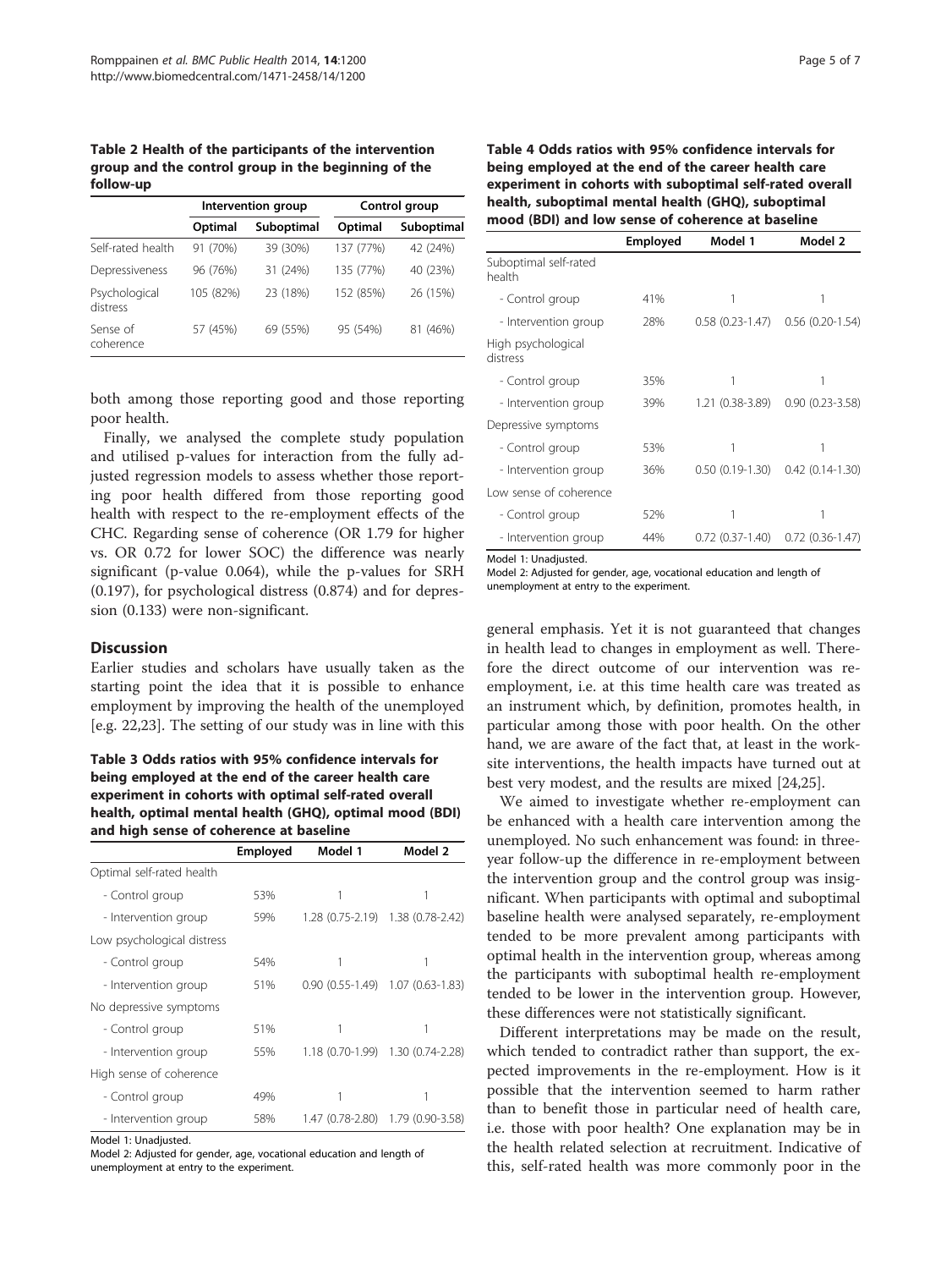**Table 2 Health of the participants of the intervention group and the control group in the beginning of the follow-up**

| | Intervention group | | Control group | |
|---|---|---|---|---|
| | Optimal | Suboptimal | Optimal | Suboptimal |
| Self-rated health | 91 (70%) | 39 (30%) | 137 (77%) | 42 (24%) |
| Depressiveness | 96 (76%) | 31 (24%) | 135 (77%) | 40 (23%) |
| Psychological distress | 105 (82%) | 23 (18%) | 152 (85%) | 26 (15%) |
| Sense of coherence | 57 (45%) | 69 (55%) | 95 (54%) | 81 (46%) |

both among those reporting good and those reporting poor health.

Finally, we analysed the complete study population and utilised p-values for interaction from the fully adjusted regression models to assess whether those reporting poor health differed from those reporting good health with respect to the re-employment effects of the CHC. Regarding sense of coherence (OR 1.79 for higher vs. OR 0.72 for lower SOC) the difference was nearly significant (p-value 0.064), while the p-values for SRH (0.197), for psychological distress (0.874) and for depression (0.133) were non-significant.

## Discussion

Earlier studies and scholars have usually taken as the starting point the idea that it is possible to enhance employment by improving the health of the unemployed [e.g. 22,23]. The setting of our study was in line with this general emphasis. Yet it is not guaranteed that changes in health lead to changes in employment as well. Therefore the direct outcome of our intervention was re-employment, i.e. at this time health care was treated as an instrument which, by definition, promotes health, in particular among those with poor health. On the other hand, we are aware of the fact that, at least in the work-site interventions, the health impacts have turned out at best very modest, and the results are mixed [24,25].

**Table 3 Odds ratios with 95% confidence intervals for being employed at the end of the career health care experiment in cohorts with optimal self-rated overall health, optimal mental health (GHQ), optimal mood (BDI) and high sense of coherence at baseline**

| | Employed | Model 1 | Model 2 |
|---|---|---|---|
| Optimal self-rated health | | | |
| - Control group | 53% | 1 | 1 |
| - Intervention group | 59% | 1.28 (0.75-2.19) | 1.38 (0.78-2.42) |
| Low psychological distress | | | |
| - Control group | 54% | 1 | 1 |
| - Intervention group | 51% | 0.90 (0.55-1.49) | 1.07 (0.63-1.83) |
| No depressive symptoms | | | |
| - Control group | 51% | 1 | 1 |
| - Intervention group | 55% | 1.18 (0.70-1.99) | 1.30 (0.74-2.28) |
| High sense of coherence | | | |
| - Control group | 49% | 1 | 1 |
| - Intervention group | 58% | 1.47 (0.78-2.80) | 1.79 (0.90-3.58) |

Model 1: Unadjusted.
Model 2: Adjusted for gender, age, vocational education and length of unemployment at entry to the experiment.

**Table 4 Odds ratios with 95% confidence intervals for being employed at the end of the career health care experiment in cohorts with suboptimal self-rated overall health, suboptimal mental health (GHQ), suboptimal mood (BDI) and low sense of coherence at baseline**

| | Employed | Model 1 | Model 2 |
|---|---|---|---|
| Suboptimal self-rated health | | | |
| - Control group | 41% | 1 | 1 |
| - Intervention group | 28% | 0.58 (0.23-1.47) | 0.56 (0.20-1.54) |
| High psychological distress | | | |
| - Control group | 35% | 1 | 1 |
| - Intervention group | 39% | 1.21 (0.38-3.89) | 0.90 (0.23-3.58) |
| Depressive symptoms | | | |
| - Control group | 53% | 1 | 1 |
| - Intervention group | 36% | 0.50 (0.19-1.30) | 0.42 (0.14-1.30) |
| Low sense of coherence | | | |
| - Control group | 52% | 1 | 1 |
| - Intervention group | 44% | 0.72 (0.37-1.40) | 0.72 (0.36-1.47) |

Model 1: Unadjusted.
Model 2: Adjusted for gender, age, vocational education and length of unemployment at entry to the experiment.

We aimed to investigate whether re-employment can be enhanced with a health care intervention among the unemployed. No such enhancement was found: in three-year follow-up the difference in re-employment between the intervention group and the control group was insignificant. When participants with optimal and suboptimal baseline health were analysed separately, re-employment tended to be more prevalent among participants with optimal health in the intervention group, whereas among the participants with suboptimal health re-employment tended to be lower in the intervention group. However, these differences were not statistically significant.

Different interpretations may be made on the result, which tended to contradict rather than support, the expected improvements in the re-employment. How is it possible that the intervention seemed to harm rather than to benefit those in particular need of health care, i.e. those with poor health? One explanation may be in the health related selection at recruitment. Indicative of this, self-rated health was more commonly poor in the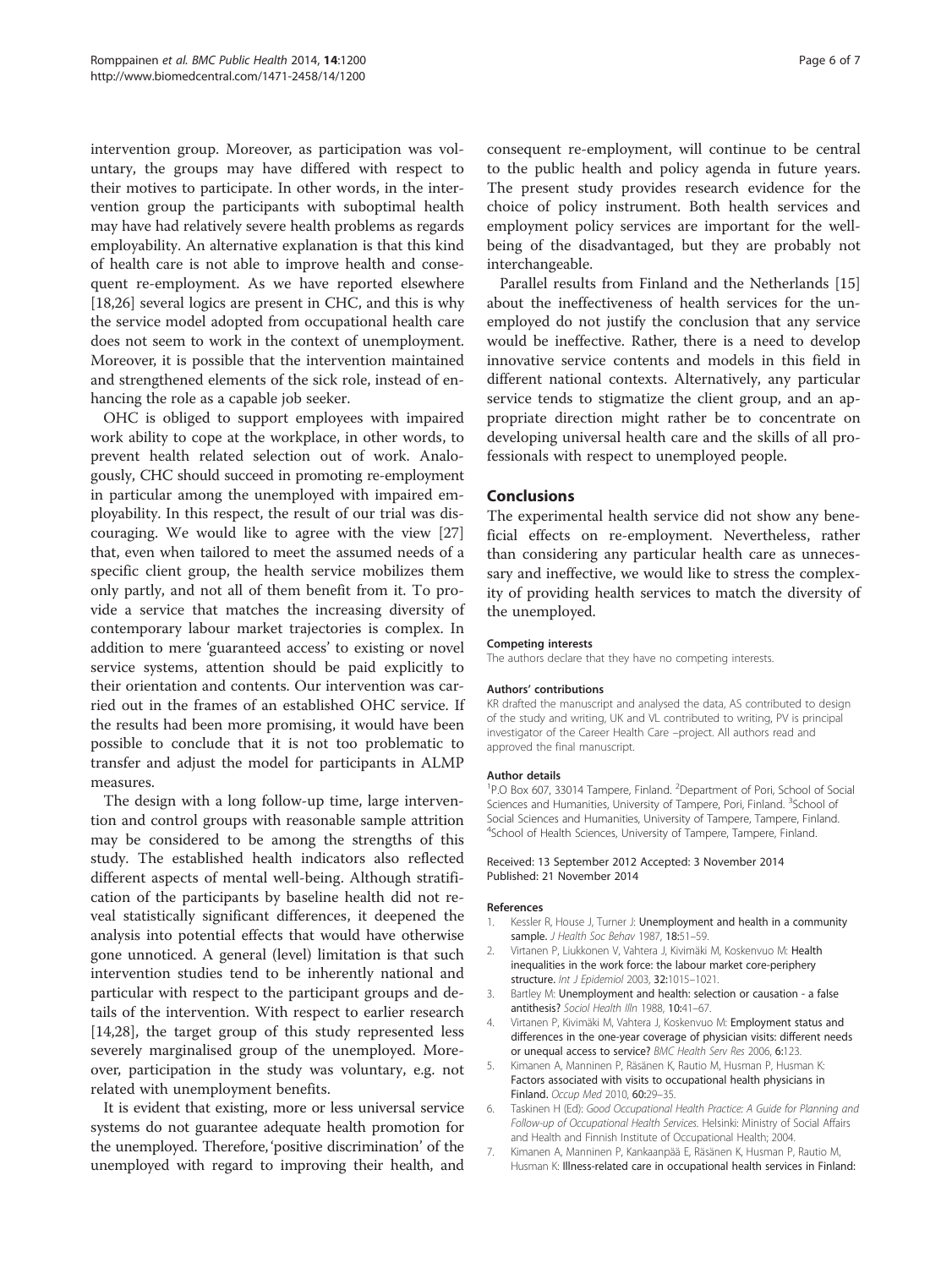intervention group. Moreover, as participation was voluntary, the groups may have differed with respect to their motives to participate. In other words, in the intervention group the participants with suboptimal health may have had relatively severe health problems as regards employability. An alternative explanation is that this kind of health care is not able to improve health and consequent re-employment. As we have reported elsewhere [18,26] several logics are present in CHC, and this is why the service model adopted from occupational health care does not seem to work in the context of unemployment. Moreover, it is possible that the intervention maintained and strengthened elements of the sick role, instead of enhancing the role as a capable job seeker.

OHC is obliged to support employees with impaired work ability to cope at the workplace, in other words, to prevent health related selection out of work. Analogously, CHC should succeed in promoting re-employment in particular among the unemployed with impaired employability. In this respect, the result of our trial was discouraging. We would like to agree with the view [27] that, even when tailored to meet the assumed needs of a specific client group, the health service mobilizes them only partly, and not all of them benefit from it. To provide a service that matches the increasing diversity of contemporary labour market trajectories is complex. In addition to mere 'guaranteed access' to existing or novel service systems, attention should be paid explicitly to their orientation and contents. Our intervention was carried out in the frames of an established OHC service. If the results had been more promising, it would have been possible to conclude that it is not too problematic to transfer and adjust the model for participants in ALMP measures.

The design with a long follow-up time, large intervention and control groups with reasonable sample attrition may be considered to be among the strengths of this study. The established health indicators also reflected different aspects of mental well-being. Although stratification of the participants by baseline health did not reveal statistically significant differences, it deepened the analysis into potential effects that would have otherwise gone unnoticed. A general (level) limitation is that such intervention studies tend to be inherently national and particular with respect to the participant groups and details of the intervention. With respect to earlier research [14,28], the target group of this study represented less severely marginalised group of the unemployed. Moreover, participation in the study was voluntary, e.g. not related with unemployment benefits.

It is evident that existing, more or less universal service systems do not guarantee adequate health promotion for the unemployed. Therefore, 'positive discrimination' of the unemployed with regard to improving their health, and consequent re-employment, will continue to be central to the public health and policy agenda in future years. The present study provides research evidence for the choice of policy instrument. Both health services and employment policy services are important for the well-being of the disadvantaged, but they are probably not interchangeable.

Parallel results from Finland and the Netherlands [15] about the ineffectiveness of health services for the unemployed do not justify the conclusion that any service would be ineffective. Rather, there is a need to develop innovative service contents and models in this field in different national contexts. Alternatively, any particular service tends to stigmatize the client group, and an appropriate direction might rather be to concentrate on developing universal health care and the skills of all professionals with respect to unemployed people.

## Conclusions

The experimental health service did not show any beneficial effects on re-employment. Nevertheless, rather than considering any particular health care as unnecessary and ineffective, we would like to stress the complexity of providing health services to match the diversity of the unemployed.

#### Competing interests

The authors declare that they have no competing interests.

#### Authors' contributions

KR drafted the manuscript and analysed the data, AS contributed to design of the study and writing, UK and VL contributed to writing, PV is principal investigator of the Career Health Care –project. All authors read and approved the final manuscript.

#### Author details

[1]P.O Box 607, 33014 Tampere, Finland. [2]Department of Pori, School of Social Sciences and Humanities, University of Tampere, Pori, Finland. [3]School of Social Sciences and Humanities, University of Tampere, Tampere, Finland. [4]School of Health Sciences, University of Tampere, Tampere, Finland.

Received: 13 September 2012 Accepted: 3 November 2014
Published: 21 November 2014

#### References

1. Kessler R, House J, Turner J: **Unemployment and health in a community sample.** *J Health Soc Behav* 1987, **18**:51–59.
2. Virtanen P, Liukkonen V, Vahtera J, Kivimäki M, Koskenvuo M: **Health inequalities in the work force: the labour market core-periphery structure.** *Int J Epidemiol* 2003, **32**:1015–1021.
3. Bartley M: **Unemployment and health: selection or causation - a false antithesis?** *Sociol Health Illn* 1988, **10**:41–67.
4. Virtanen P, Kivimäki M, Vahtera J, Koskenvuo M: **Employment status and differences in the one-year coverage of physician visits: different needs or unequal access to service?** *BMC Health Serv Res* 2006, **6**:123.
5. Kimanen A, Manninen P, Räsänen K, Rautio M, Husman P, Husman K: **Factors associated with visits to occupational health physicians in Finland.** *Occup Med* 2010, **60**:29–35.
6. Taskinen H (Ed): *Good Occupational Health Practice: A Guide for Planning and Follow-up of Occupational Health Services.* Helsinki: Ministry of Social Affairs and Health and Finnish Institute of Occupational Health; 2004.
7. Kimanen A, Manninen P, Kankaanpää E, Räsänen K, Husman P, Rautio M, Husman K: **Illness-related care in occupational health services in Finland:**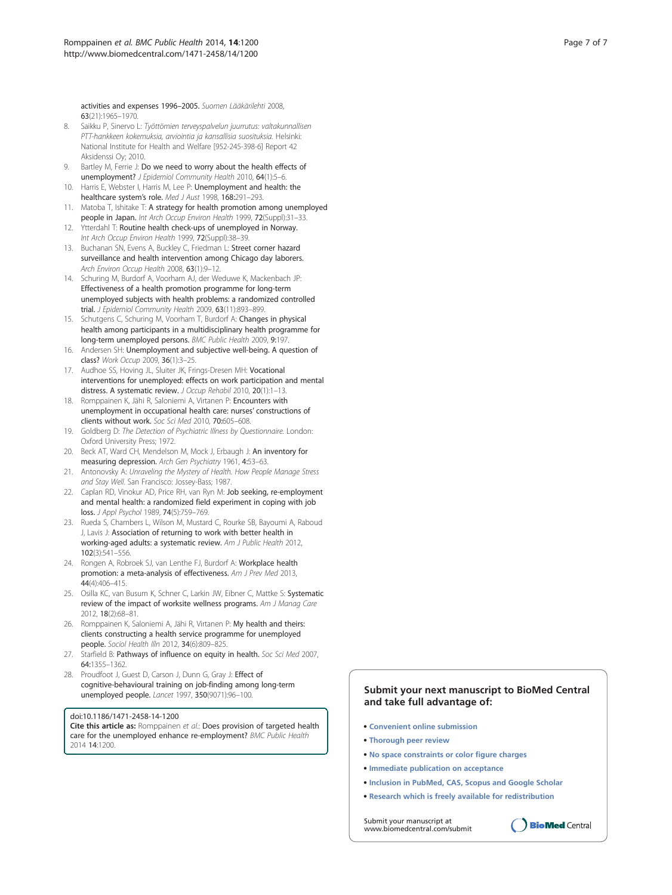activities and expenses 1996–2005. *Suomen Lääkärilehti* 2008, **63**(21):1965–1970.

8. Saikku P, Sinervo L: *Työttömien terveyspalvelun juurrutus: valtakunnallisen PTT-hankkeen kokemuksia, arviointia ja kansallisia suosituksia.* Helsinki: National Institute for Health and Welfare [952-245-398-6] Report 42 Aksidenssi Oy; 2010.
9. Bartley M, Ferrie J: **Do we need to worry about the health effects of unemployment?** *J Epidemiol Community Health* 2010, **64**(1):5–6.
10. Harris E, Webster I, Harris M, Lee P: **Unemployment and health: the healthcare system's role.** *Med J Aust* 1998, **168**:291–293.
11. Matoba T, Ishitake T: **A strategy for health promotion among unemployed people in Japan.** *Int Arch Occup Environ Health* 1999, **72**(Suppl):31–33.
12. Ytterdahl T: **Routine health check-ups of unemployed in Norway.** *Int Arch Occup Environ Health* 1999, **72**(Suppl):38–39.
13. Buchanan SN, Evens A, Buckley C, Friedman L: **Street corner hazard surveillance and health intervention among Chicago day laborers.** *Arch Environ Occup Health* 2008, **63**(1):9–12.
14. Schuring M, Burdorf A, Voorham AJ, der Weduwe K, Mackenbach JP: **Effectiveness of a health promotion programme for long-term unemployed subjects with health problems: a randomized controlled trial.** *J Epidemiol Community Health* 2009, **63**(11):893–899.
15. Schutgens C, Schuring M, Voorham T, Burdorf A: **Changes in physical health among participants in a multidisciplinary health programme for long-term unemployed persons.** *BMC Public Health* 2009, **9**:197.
16. Andersen SH: **Unemployment and subjective well-being. A question of class?** *Work Occup* 2009, **36**(1):3–25.
17. Audhoe SS, Hoving JL, Sluiter JK, Frings-Dresen MH: **Vocational interventions for unemployed: effects on work participation and mental distress. A systematic review.** *J Occup Rehabil* 2010, **20**(1):1–13.
18. Romppainen K, Jähi R, Saloniemi A, Virtanen P: **Encounters with unemployment in occupational health care: nurses' constructions of clients without work.** *Soc Sci Med* 2010, **70**:605–608.
19. Goldberg D: *The Detection of Psychiatric Illness by Questionnaire.* London: Oxford University Press; 1972.
20. Beck AT, Ward CH, Mendelson M, Mock J, Erbaugh J: **An inventory for measuring depression.** *Arch Gen Psychiatry* 1961, **4**:53–63.
21. Antonovsky A: *Unraveling the Mystery of Health. How People Manage Stress and Stay Well.* San Francisco: Jossey-Bass; 1987.
22. Caplan RD, Vinokur AD, Price RH, van Ryn M: **Job seeking, re-employment and mental health: a randomized field experiment in coping with job loss.** *J Appl Psychol* 1989, **74**(5):759–769.
23. Rueda S, Chambers L, Wilson M, Mustard C, Rourke SB, Bayoumi A, Raboud J, Lavis J: **Association of returning to work with better health in working-aged adults: a systematic review.** *Am J Public Health* 2012, **102**(3):541–556.
24. Rongen A, Robroek SJ, van Lenthe FJ, Burdorf A: **Workplace health promotion: a meta-analysis of effectiveness.** *Am J Prev Med* 2013, **44**(4):406–415.
25. Osilla KC, van Busum K, Schner C, Larkin JW, Eibner C, Mattke S: **Systematic review of the impact of worksite wellness programs.** *Am J Manag Care* 2012, **18**(2):68–81.
26. Romppainen K, Saloniemi A, Jähi R, Virtanen P: **My health and theirs: clients constructing a health service programme for unemployed people.** *Sociol Health Illn* 2012, **34**(6):809–825.
27. Starfield B: **Pathways of influence on equity in health.** *Soc Sci Med* 2007, **64**:1355–1362.
28. Proudfoot J, Guest D, Carson J, Dunn G, Gray J: **Effect of cognitive-behavioural training on job-finding among long-term unemployed people.** *Lancet* 1997, **350**(9071):96–100.

doi:10.1186/1471-2458-14-1200

**Cite this article as:** Romppainen *et al.*: Does provision of targeted health care for the unemployed enhance re-employment? *BMC Public Health* 2014 **14**:1200.

**Submit your next manuscript to BioMed Central and take full advantage of:**

- **Convenient online submission**
- **Thorough peer review**
- **No space constraints or color figure charges**
- **Immediate publication on acceptance**
- **Inclusion in PubMed, CAS, Scopus and Google Scholar**
- **Research which is freely available for redistribution**

Submit your manuscript at www.biomedcentral.com/submit

BioMed Central